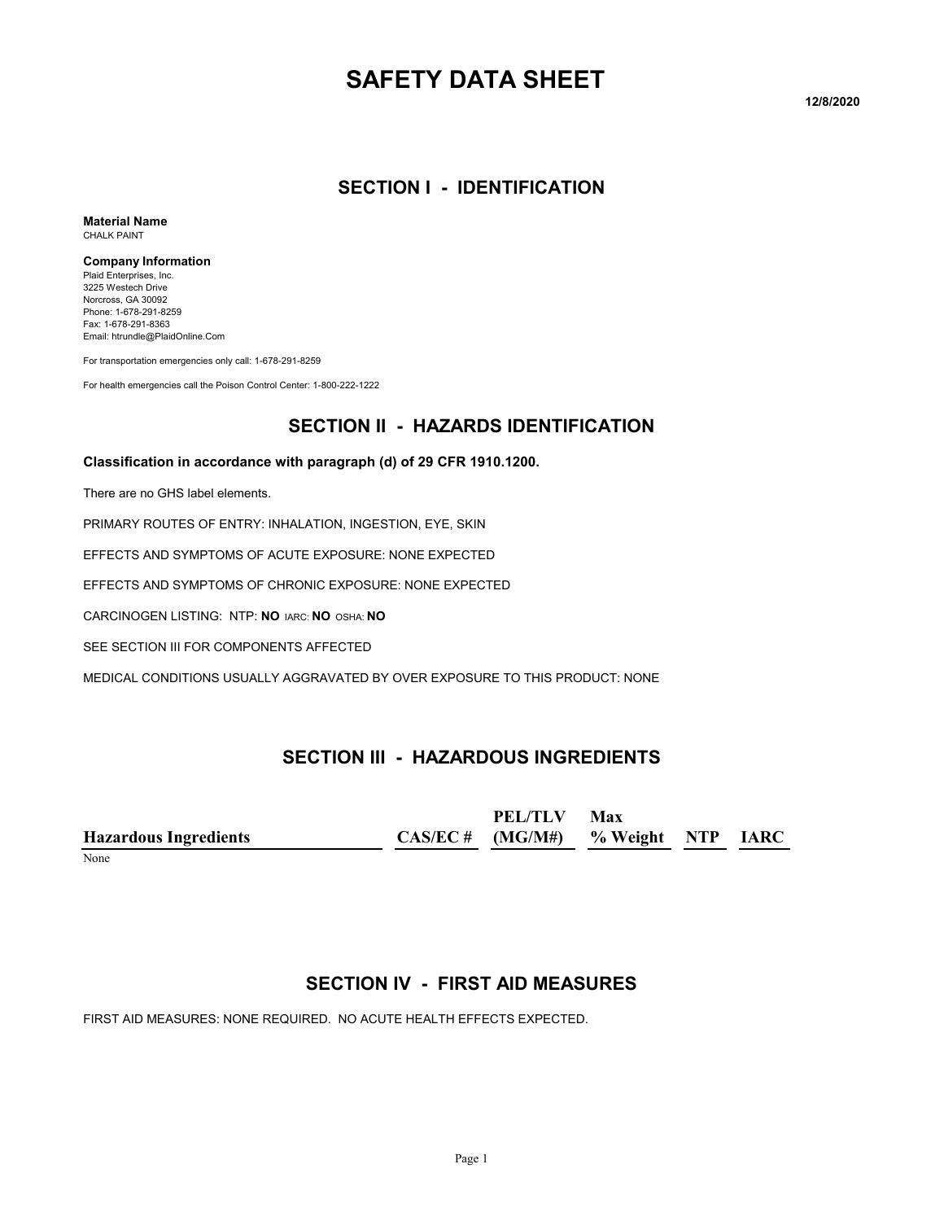# SAFETY DATA SHEET

12/8/2020

## SECTION I - IDENTIFICATION

**Material Name**
CHALK PAINT

**Company Information**
Plaid Enterprises, Inc.
3225 Westech Drive
Norcross, GA 30092
Phone: 1-678-291-8259
Fax: 1-678-291-8363
Email: htrundle@PlaidOnline.Com

For transportation emergencies only call: 1-678-291-8259

For health emergencies call the Poison Control Center: 1-800-222-1222

## SECTION II - HAZARDS IDENTIFICATION

**Classification in accordance with paragraph (d) of 29 CFR 1910.1200.**

There are no GHS label elements.

PRIMARY ROUTES OF ENTRY: INHALATION, INGESTION, EYE, SKIN

EFFECTS AND SYMPTOMS OF ACUTE EXPOSURE: NONE EXPECTED

EFFECTS AND SYMPTOMS OF CHRONIC EXPOSURE: NONE EXPECTED

CARCINOGEN LISTING: NTP: **NO** IARC: **NO** OSHA: **NO**

SEE SECTION III FOR COMPONENTS AFFECTED

MEDICAL CONDITIONS USUALLY AGGRAVATED BY OVER EXPOSURE TO THIS PRODUCT: NONE

## SECTION III - HAZARDOUS INGREDIENTS

| Hazardous Ingredients | CAS/EC # | PEL/TLV (MG/M#) | Max % Weight | NTP | IARC |
|---|---|---|---|---|---|
| None | | | | | |

## SECTION IV - FIRST AID MEASURES

FIRST AID MEASURES: NONE REQUIRED. NO ACUTE HEALTH EFFECTS EXPECTED.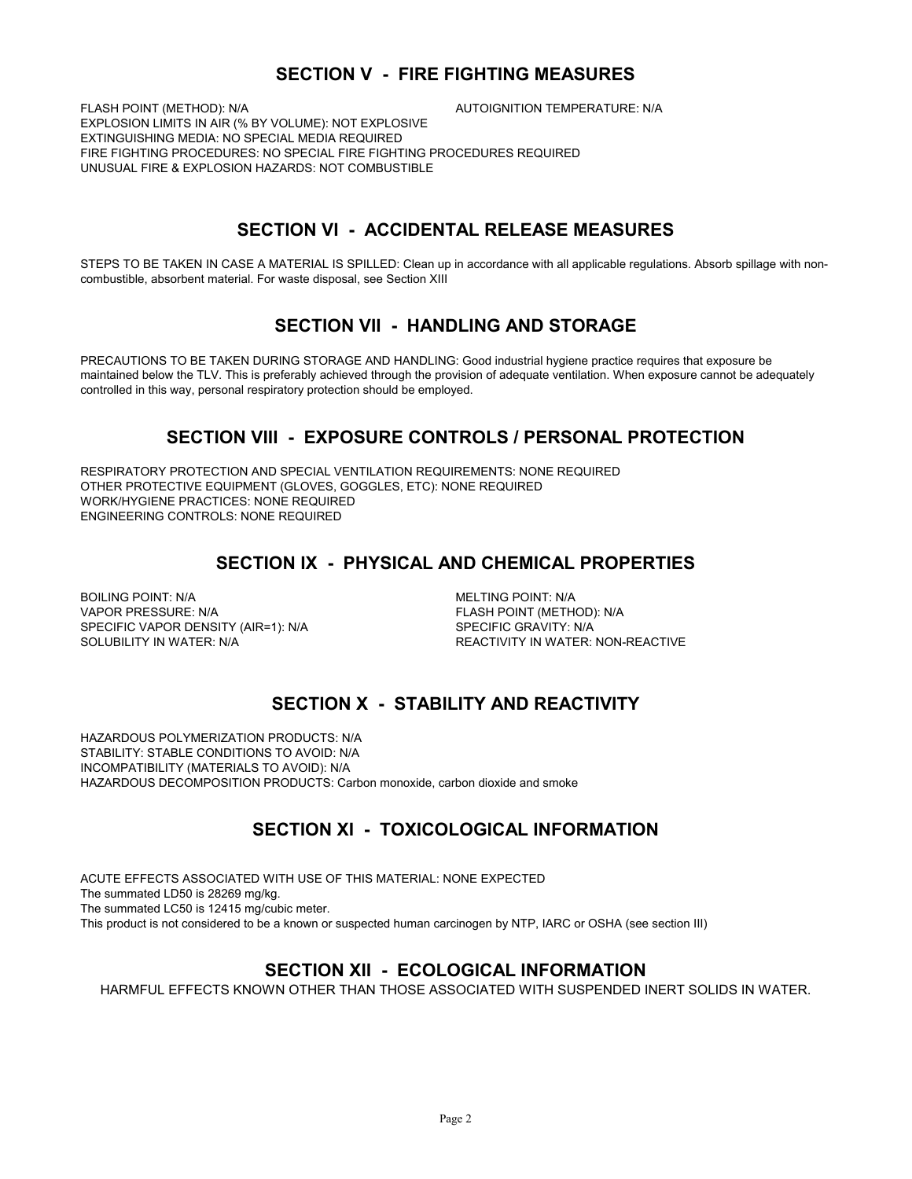## SECTION V - FIRE FIGHTING MEASURES

FLASH POINT (METHOD): N/A

AUTOIGNITION TEMPERATURE: N/A

EXPLOSION LIMITS IN AIR (% BY VOLUME): NOT EXPLOSIVE

EXTINGUISHING MEDIA: NO SPECIAL MEDIA REQUIRED

FIRE FIGHTING PROCEDURES: NO SPECIAL FIRE FIGHTING PROCEDURES REQUIRED

UNUSUAL FIRE & EXPLOSION HAZARDS: NOT COMBUSTIBLE

## SECTION VI - ACCIDENTAL RELEASE MEASURES

STEPS TO BE TAKEN IN CASE A MATERIAL IS SPILLED: Clean up in accordance with all applicable regulations. Absorb spillage with non-combustible, absorbent material. For waste disposal, see Section XIII

## SECTION VII - HANDLING AND STORAGE

PRECAUTIONS TO BE TAKEN DURING STORAGE AND HANDLING: Good industrial hygiene practice requires that exposure be maintained below the TLV. This is preferably achieved through the provision of adequate ventilation. When exposure cannot be adequately controlled in this way, personal respiratory protection should be employed.

## SECTION VIII - EXPOSURE CONTROLS / PERSONAL PROTECTION

RESPIRATORY PROTECTION AND SPECIAL VENTILATION REQUIREMENTS: NONE REQUIRED

OTHER PROTECTIVE EQUIPMENT (GLOVES, GOGGLES, ETC): NONE REQUIRED

WORK/HYGIENE PRACTICES: NONE REQUIRED

ENGINEERING CONTROLS: NONE REQUIRED

## SECTION IX - PHYSICAL AND CHEMICAL PROPERTIES

BOILING POINT: N/A

VAPOR PRESSURE: N/A

SPECIFIC VAPOR DENSITY (AIR=1): N/A

SOLUBILITY IN WATER: N/A

MELTING POINT: N/A

FLASH POINT (METHOD): N/A

SPECIFIC GRAVITY: N/A

REACTIVITY IN WATER: NON-REACTIVE

## SECTION X - STABILITY AND REACTIVITY

HAZARDOUS POLYMERIZATION PRODUCTS: N/A

STABILITY: STABLE CONDITIONS TO AVOID: N/A

INCOMPATIBILITY (MATERIALS TO AVOID): N/A

HAZARDOUS DECOMPOSITION PRODUCTS: Carbon monoxide, carbon dioxide and smoke

## SECTION XI - TOXICOLOGICAL INFORMATION

ACUTE EFFECTS ASSOCIATED WITH USE OF THIS MATERIAL: NONE EXPECTED

The summated LD50 is 28269 mg/kg.

The summated LC50 is 12415 mg/cubic meter.

This product is not considered to be a known or suspected human carcinogen by NTP, IARC or OSHA (see section III)

## SECTION XII - ECOLOGICAL INFORMATION

HARMFUL EFFECTS KNOWN OTHER THAN THOSE ASSOCIATED WITH SUSPENDED INERT SOLIDS IN WATER.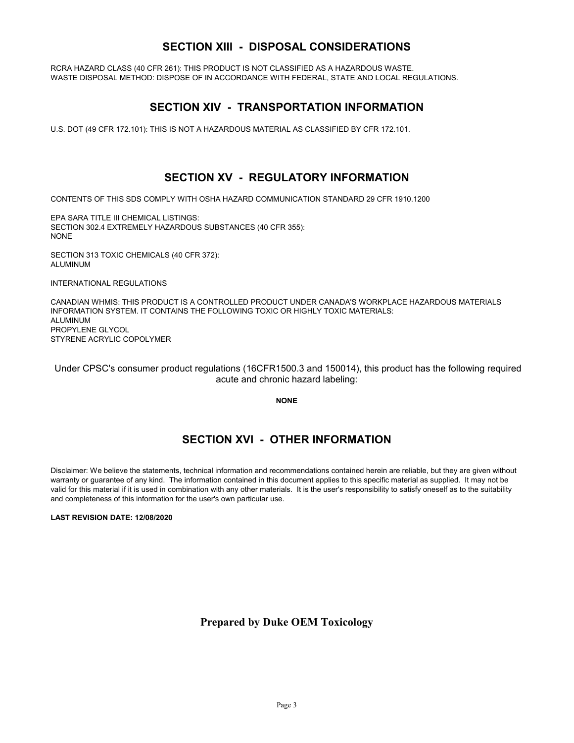## SECTION XIII - DISPOSAL CONSIDERATIONS

RCRA HAZARD CLASS (40 CFR 261): THIS PRODUCT IS NOT CLASSIFIED AS A HAZARDOUS WASTE.
WASTE DISPOSAL METHOD: DISPOSE OF IN ACCORDANCE WITH FEDERAL, STATE AND LOCAL REGULATIONS.

## SECTION XIV - TRANSPORTATION INFORMATION

U.S. DOT (49 CFR 172.101): THIS IS NOT A HAZARDOUS MATERIAL AS CLASSIFIED BY CFR 172.101.

## SECTION XV - REGULATORY INFORMATION

CONTENTS OF THIS SDS COMPLY WITH OSHA HAZARD COMMUNICATION STANDARD 29 CFR 1910.1200

EPA SARA TITLE III CHEMICAL LISTINGS:
SECTION 302.4 EXTREMELY HAZARDOUS SUBSTANCES (40 CFR 355):
NONE

SECTION 313 TOXIC CHEMICALS (40 CFR 372):
ALUMINUM

INTERNATIONAL REGULATIONS

CANADIAN WHMIS: THIS PRODUCT IS A CONTROLLED PRODUCT UNDER CANADA'S WORKPLACE HAZARDOUS MATERIALS INFORMATION SYSTEM. IT CONTAINS THE FOLLOWING TOXIC OR HIGHLY TOXIC MATERIALS:
ALUMINUM
PROPYLENE GLYCOL
STYRENE ACRYLIC COPOLYMER

Under CPSC's consumer product regulations (16CFR1500.3 and 150014), this product has the following required acute and chronic hazard labeling:

**NONE**

## SECTION XVI - OTHER INFORMATION

Disclaimer: We believe the statements, technical information and recommendations contained herein are reliable, but they are given without warranty or guarantee of any kind. The information contained in this document applies to this specific material as supplied. It may not be valid for this material if it is used in combination with any other materials. It is the user's responsibility to satisfy oneself as to the suitability and completeness of this information for the user's own particular use.

**LAST REVISION DATE: 12/08/2020**

**Prepared by Duke OEM Toxicology**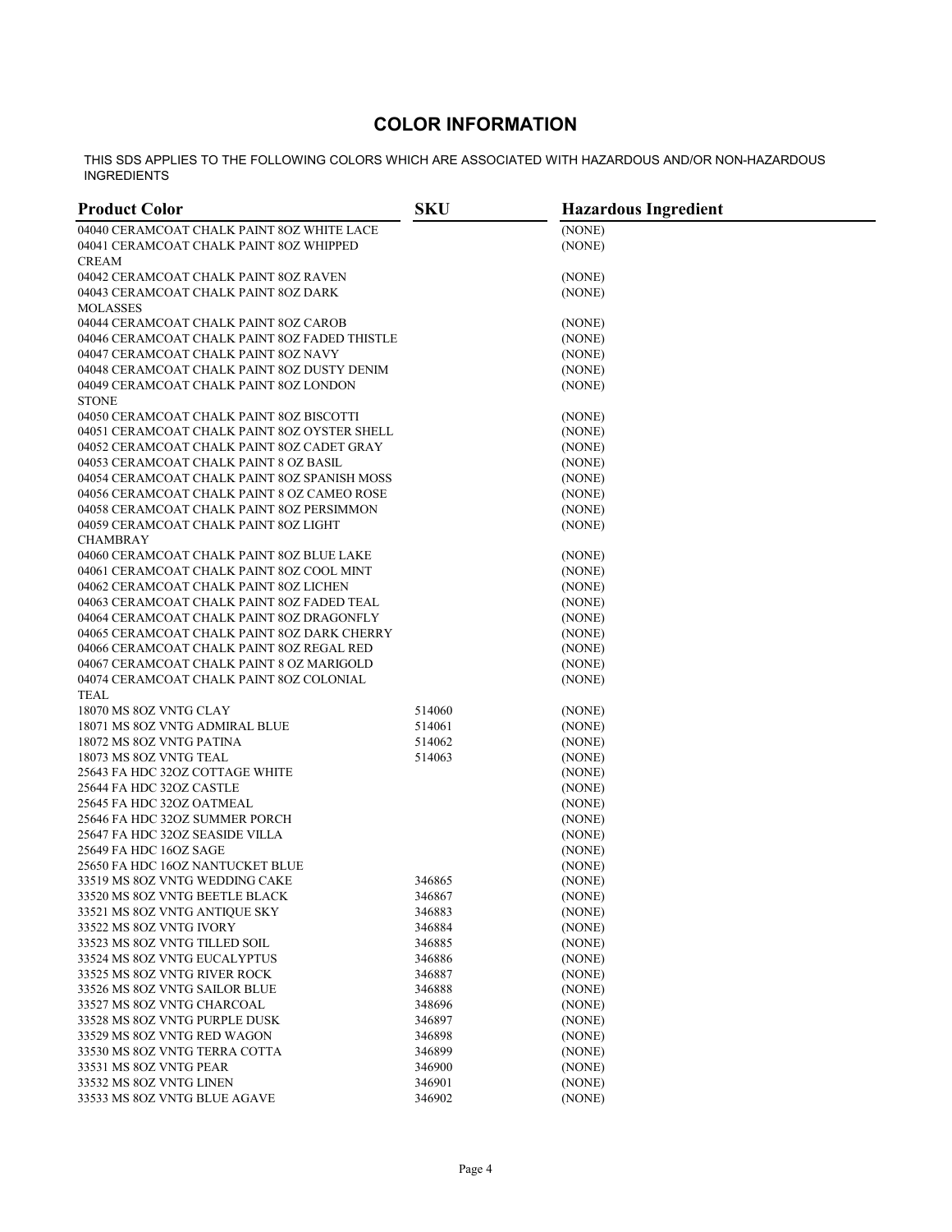## COLOR INFORMATION

THIS SDS APPLIES TO THE FOLLOWING COLORS WHICH ARE ASSOCIATED WITH HAZARDOUS AND/OR NON-HAZARDOUS INGREDIENTS

| Product Color | SKU | Hazardous Ingredient |
|---|---|---|
| 04040 CERAMCOAT CHALK PAINT 8OZ WHITE LACE | | (NONE) |
| 04041 CERAMCOAT CHALK PAINT 8OZ WHIPPED CREAM | | (NONE) |
| 04042 CERAMCOAT CHALK PAINT 8OZ RAVEN | | (NONE) |
| 04043 CERAMCOAT CHALK PAINT 8OZ DARK MOLASSES | | (NONE) |
| 04044 CERAMCOAT CHALK PAINT 8OZ CAROB | | (NONE) |
| 04046 CERAMCOAT CHALK PAINT 8OZ FADED THISTLE | | (NONE) |
| 04047 CERAMCOAT CHALK PAINT 8OZ NAVY | | (NONE) |
| 04048 CERAMCOAT CHALK PAINT 8OZ DUSTY DENIM | | (NONE) |
| 04049 CERAMCOAT CHALK PAINT 8OZ LONDON STONE | | (NONE) |
| 04050 CERAMCOAT CHALK PAINT 8OZ BISCOTTI | | (NONE) |
| 04051 CERAMCOAT CHALK PAINT 8OZ OYSTER SHELL | | (NONE) |
| 04052 CERAMCOAT CHALK PAINT 8OZ CADET GRAY | | (NONE) |
| 04053 CERAMCOAT CHALK PAINT 8 OZ BASIL | | (NONE) |
| 04054 CERAMCOAT CHALK PAINT 8OZ SPANISH MOSS | | (NONE) |
| 04056 CERAMCOAT CHALK PAINT 8 OZ CAMEO ROSE | | (NONE) |
| 04058 CERAMCOAT CHALK PAINT 8OZ PERSIMMON | | (NONE) |
| 04059 CERAMCOAT CHALK PAINT 8OZ LIGHT CHAMBRAY | | (NONE) |
| 04060 CERAMCOAT CHALK PAINT 8OZ BLUE LAKE | | (NONE) |
| 04061 CERAMCOAT CHALK PAINT 8OZ COOL MINT | | (NONE) |
| 04062 CERAMCOAT CHALK PAINT 8OZ LICHEN | | (NONE) |
| 04063 CERAMCOAT CHALK PAINT 8OZ FADED TEAL | | (NONE) |
| 04064 CERAMCOAT CHALK PAINT 8OZ DRAGONFLY | | (NONE) |
| 04065 CERAMCOAT CHALK PAINT 8OZ DARK CHERRY | | (NONE) |
| 04066 CERAMCOAT CHALK PAINT 8OZ REGAL RED | | (NONE) |
| 04067 CERAMCOAT CHALK PAINT 8 OZ MARIGOLD | | (NONE) |
| 04074 CERAMCOAT CHALK PAINT 8OZ COLONIAL TEAL | | (NONE) |
| 18070 MS 8OZ VNTG CLAY | 514060 | (NONE) |
| 18071 MS 8OZ VNTG ADMIRAL BLUE | 514061 | (NONE) |
| 18072 MS 8OZ VNTG PATINA | 514062 | (NONE) |
| 18073 MS 8OZ VNTG TEAL | 514063 | (NONE) |
| 25643 FA HDC 32OZ COTTAGE WHITE | | (NONE) |
| 25644 FA HDC 32OZ CASTLE | | (NONE) |
| 25645 FA HDC 32OZ OATMEAL | | (NONE) |
| 25646 FA HDC 32OZ SUMMER PORCH | | (NONE) |
| 25647 FA HDC 32OZ SEASIDE VILLA | | (NONE) |
| 25649 FA HDC 16OZ SAGE | | (NONE) |
| 25650 FA HDC 16OZ NANTUCKET BLUE | | (NONE) |
| 33519 MS 8OZ VNTG WEDDING CAKE | 346865 | (NONE) |
| 33520 MS 8OZ VNTG BEETLE BLACK | 346867 | (NONE) |
| 33521 MS 8OZ VNTG ANTIQUE SKY | 346883 | (NONE) |
| 33522 MS 8OZ VNTG IVORY | 346884 | (NONE) |
| 33523 MS 8OZ VNTG TILLED SOIL | 346885 | (NONE) |
| 33524 MS 8OZ VNTG EUCALYPTUS | 346886 | (NONE) |
| 33525 MS 8OZ VNTG RIVER ROCK | 346887 | (NONE) |
| 33526 MS 8OZ VNTG SAILOR BLUE | 346888 | (NONE) |
| 33527 MS 8OZ VNTG CHARCOAL | 348696 | (NONE) |
| 33528 MS 8OZ VNTG PURPLE DUSK | 346897 | (NONE) |
| 33529 MS 8OZ VNTG RED WAGON | 346898 | (NONE) |
| 33530 MS 8OZ VNTG TERRA COTTA | 346899 | (NONE) |
| 33531 MS 8OZ VNTG PEAR | 346900 | (NONE) |
| 33532 MS 8OZ VNTG LINEN | 346901 | (NONE) |
| 33533 MS 8OZ VNTG BLUE AGAVE | 346902 | (NONE) |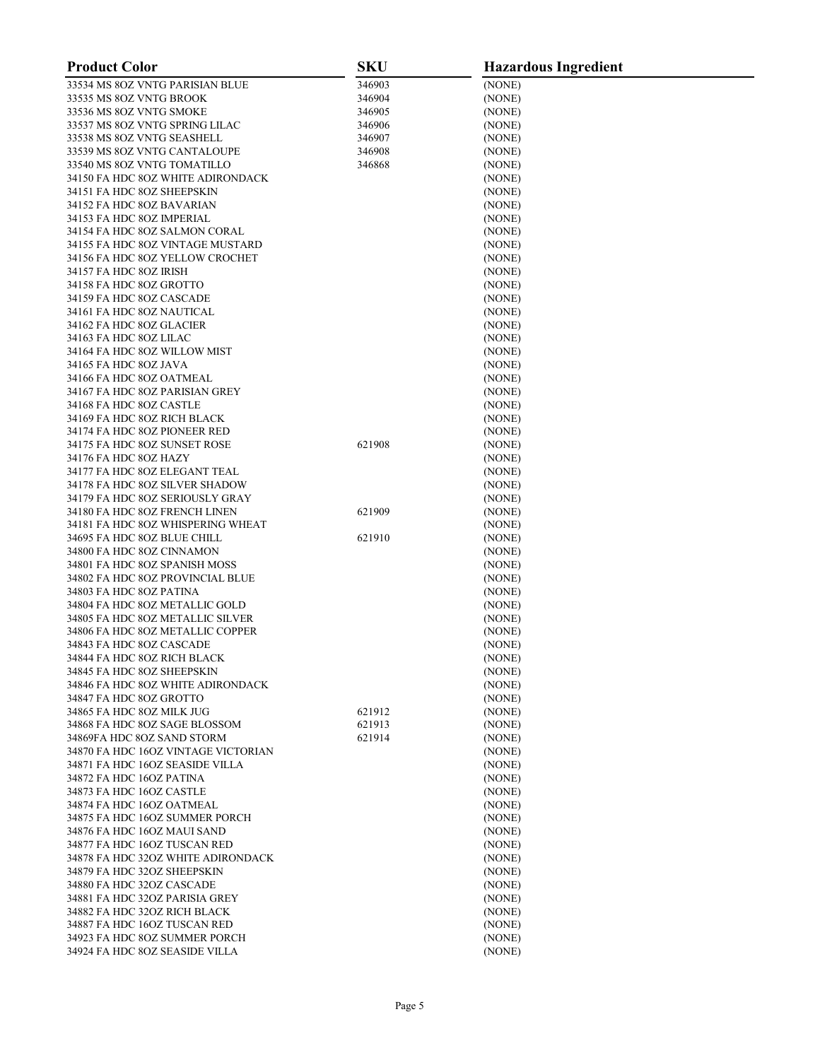| Product Color | SKU | Hazardous Ingredient |
|---|---|---|
| 33534 MS 8OZ VNTG PARISIAN BLUE | 346903 | (NONE) |
| 33535 MS 8OZ VNTG BROOK | 346904 | (NONE) |
| 33536 MS 8OZ VNTG SMOKE | 346905 | (NONE) |
| 33537 MS 8OZ VNTG SPRING LILAC | 346906 | (NONE) |
| 33538 MS 8OZ VNTG SEASHELL | 346907 | (NONE) |
| 33539 MS 8OZ VNTG CANTALOUPE | 346908 | (NONE) |
| 33540 MS 8OZ VNTG TOMATILLO | 346868 | (NONE) |
| 34150 FA HDC 8OZ WHITE ADIRONDACK | | (NONE) |
| 34151 FA HDC 8OZ SHEEPSKIN | | (NONE) |
| 34152 FA HDC 8OZ BAVARIAN | | (NONE) |
| 34153 FA HDC 8OZ IMPERIAL | | (NONE) |
| 34154 FA HDC 8OZ SALMON CORAL | | (NONE) |
| 34155 FA HDC 8OZ VINTAGE MUSTARD | | (NONE) |
| 34156 FA HDC 8OZ YELLOW CROCHET | | (NONE) |
| 34157 FA HDC 8OZ IRISH | | (NONE) |
| 34158 FA HDC 8OZ GROTTO | | (NONE) |
| 34159 FA HDC 8OZ CASCADE | | (NONE) |
| 34161 FA HDC 8OZ NAUTICAL | | (NONE) |
| 34162 FA HDC 8OZ GLACIER | | (NONE) |
| 34163 FA HDC 8OZ LILAC | | (NONE) |
| 34164 FA HDC 8OZ WILLOW MIST | | (NONE) |
| 34165 FA HDC 8OZ JAVA | | (NONE) |
| 34166 FA HDC 8OZ OATMEAL | | (NONE) |
| 34167 FA HDC 8OZ PARISIAN GREY | | (NONE) |
| 34168 FA HDC 8OZ CASTLE | | (NONE) |
| 34169 FA HDC 8OZ RICH BLACK | | (NONE) |
| 34174 FA HDC 8OZ PIONEER RED | | (NONE) |
| 34175 FA HDC 8OZ SUNSET ROSE | 621908 | (NONE) |
| 34176 FA HDC 8OZ HAZY | | (NONE) |
| 34177 FA HDC 8OZ ELEGANT TEAL | | (NONE) |
| 34178 FA HDC 8OZ SILVER SHADOW | | (NONE) |
| 34179 FA HDC 8OZ SERIOUSLY GRAY | | (NONE) |
| 34180 FA HDC 8OZ FRENCH LINEN | 621909 | (NONE) |
| 34181 FA HDC 8OZ WHISPERING WHEAT | | (NONE) |
| 34695 FA HDC 8OZ BLUE CHILL | 621910 | (NONE) |
| 34800 FA HDC 8OZ CINNAMON | | (NONE) |
| 34801 FA HDC 8OZ SPANISH MOSS | | (NONE) |
| 34802 FA HDC 8OZ PROVINCIAL BLUE | | (NONE) |
| 34803 FA HDC 8OZ PATINA | | (NONE) |
| 34804 FA HDC 8OZ METALLIC GOLD | | (NONE) |
| 34805 FA HDC 8OZ METALLIC SILVER | | (NONE) |
| 34806 FA HDC 8OZ METALLIC COPPER | | (NONE) |
| 34843 FA HDC 8OZ CASCADE | | (NONE) |
| 34844 FA HDC 8OZ RICH BLACK | | (NONE) |
| 34845 FA HDC 8OZ SHEEPSKIN | | (NONE) |
| 34846 FA HDC 8OZ WHITE ADIRONDACK | | (NONE) |
| 34847 FA HDC 8OZ GROTTO | | (NONE) |
| 34865 FA HDC 8OZ MILK JUG | 621912 | (NONE) |
| 34868 FA HDC 8OZ SAGE BLOSSOM | 621913 | (NONE) |
| 34869FA HDC 8OZ SAND STORM | 621914 | (NONE) |
| 34870 FA HDC 16OZ VINTAGE VICTORIAN | | (NONE) |
| 34871 FA HDC 16OZ SEASIDE VILLA | | (NONE) |
| 34872 FA HDC 16OZ PATINA | | (NONE) |
| 34873 FA HDC 16OZ CASTLE | | (NONE) |
| 34874 FA HDC 16OZ OATMEAL | | (NONE) |
| 34875 FA HDC 16OZ SUMMER PORCH | | (NONE) |
| 34876 FA HDC 16OZ MAUI SAND | | (NONE) |
| 34877 FA HDC 16OZ TUSCAN RED | | (NONE) |
| 34878 FA HDC 32OZ WHITE ADIRONDACK | | (NONE) |
| 34879 FA HDC 32OZ SHEEPSKIN | | (NONE) |
| 34880 FA HDC 32OZ CASCADE | | (NONE) |
| 34881 FA HDC 32OZ PARISIA GREY | | (NONE) |
| 34882 FA HDC 32OZ RICH BLACK | | (NONE) |
| 34887 FA HDC 16OZ TUSCAN RED | | (NONE) |
| 34923 FA HDC 8OZ SUMMER PORCH | | (NONE) |
| 34924 FA HDC 8OZ SEASIDE VILLA | | (NONE) |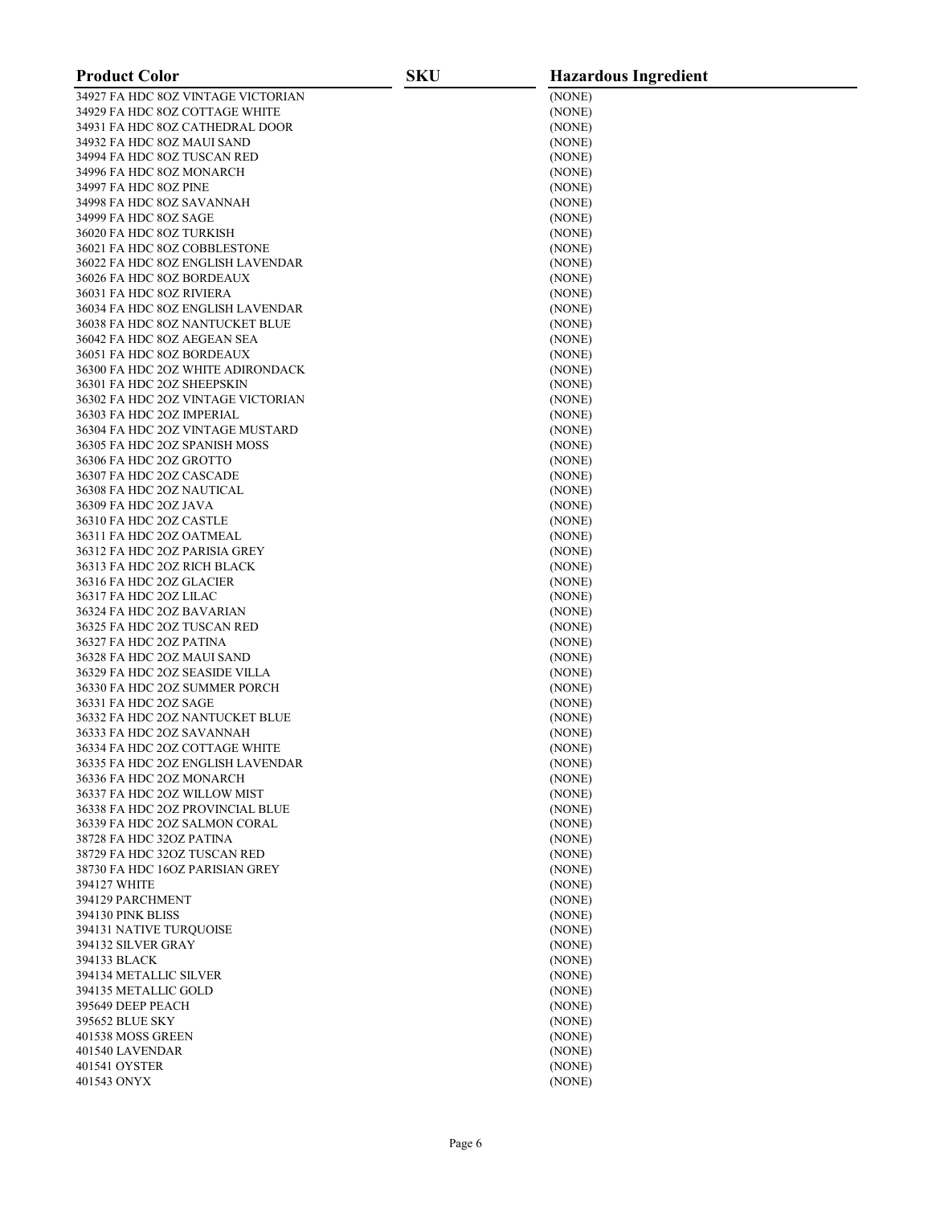| Product Color | SKU | Hazardous Ingredient |
| --- | --- | --- |
| 34927 FA HDC 8OZ VINTAGE VICTORIAN | | (NONE) |
| 34929 FA HDC 8OZ COTTAGE WHITE | | (NONE) |
| 34931 FA HDC 8OZ CATHEDRAL DOOR | | (NONE) |
| 34932 FA HDC 8OZ MAUI SAND | | (NONE) |
| 34994 FA HDC 8OZ TUSCAN RED | | (NONE) |
| 34996 FA HDC 8OZ MONARCH | | (NONE) |
| 34997 FA HDC 8OZ PINE | | (NONE) |
| 34998 FA HDC 8OZ SAVANNAH | | (NONE) |
| 34999 FA HDC 8OZ SAGE | | (NONE) |
| 36020 FA HDC 8OZ TURKISH | | (NONE) |
| 36021 FA HDC 8OZ COBBLESTONE | | (NONE) |
| 36022 FA HDC 8OZ ENGLISH LAVENDAR | | (NONE) |
| 36026 FA HDC 8OZ BORDEAUX | | (NONE) |
| 36031 FA HDC 8OZ RIVIERA | | (NONE) |
| 36034 FA HDC 8OZ ENGLISH LAVENDAR | | (NONE) |
| 36038 FA HDC 8OZ NANTUCKET BLUE | | (NONE) |
| 36042 FA HDC 8OZ AEGEAN SEA | | (NONE) |
| 36051 FA HDC 8OZ BORDEAUX | | (NONE) |
| 36300 FA HDC 2OZ WHITE ADIRONDACK | | (NONE) |
| 36301 FA HDC 2OZ SHEEPSKIN | | (NONE) |
| 36302 FA HDC 2OZ VINTAGE VICTORIAN | | (NONE) |
| 36303 FA HDC 2OZ IMPERIAL | | (NONE) |
| 36304 FA HDC 2OZ VINTAGE MUSTARD | | (NONE) |
| 36305 FA HDC 2OZ SPANISH MOSS | | (NONE) |
| 36306 FA HDC 2OZ GROTTO | | (NONE) |
| 36307 FA HDC 2OZ CASCADE | | (NONE) |
| 36308 FA HDC 2OZ NAUTICAL | | (NONE) |
| 36309 FA HDC 2OZ JAVA | | (NONE) |
| 36310 FA HDC 2OZ CASTLE | | (NONE) |
| 36311 FA HDC 2OZ OATMEAL | | (NONE) |
| 36312 FA HDC 2OZ PARISIA GREY | | (NONE) |
| 36313 FA HDC 2OZ RICH BLACK | | (NONE) |
| 36316 FA HDC 2OZ GLACIER | | (NONE) |
| 36317 FA HDC 2OZ LILAC | | (NONE) |
| 36324 FA HDC 2OZ BAVARIAN | | (NONE) |
| 36325 FA HDC 2OZ TUSCAN RED | | (NONE) |
| 36327 FA HDC 2OZ PATINA | | (NONE) |
| 36328 FA HDC 2OZ MAUI SAND | | (NONE) |
| 36329 FA HDC 2OZ SEASIDE VILLA | | (NONE) |
| 36330 FA HDC 2OZ SUMMER PORCH | | (NONE) |
| 36331 FA HDC 2OZ SAGE | | (NONE) |
| 36332 FA HDC 2OZ NANTUCKET BLUE | | (NONE) |
| 36333 FA HDC 2OZ SAVANNAH | | (NONE) |
| 36334 FA HDC 2OZ COTTAGE WHITE | | (NONE) |
| 36335 FA HDC 2OZ ENGLISH LAVENDAR | | (NONE) |
| 36336 FA HDC 2OZ MONARCH | | (NONE) |
| 36337 FA HDC 2OZ WILLOW MIST | | (NONE) |
| 36338 FA HDC 2OZ PROVINCIAL BLUE | | (NONE) |
| 36339 FA HDC 2OZ SALMON CORAL | | (NONE) |
| 38728 FA HDC 32OZ PATINA | | (NONE) |
| 38729 FA HDC 32OZ TUSCAN RED | | (NONE) |
| 38730 FA HDC 16OZ PARISIAN GREY | | (NONE) |
| 394127 WHITE | | (NONE) |
| 394129 PARCHMENT | | (NONE) |
| 394130 PINK BLISS | | (NONE) |
| 394131 NATIVE TURQUOISE | | (NONE) |
| 394132 SILVER GRAY | | (NONE) |
| 394133 BLACK | | (NONE) |
| 394134 METALLIC SILVER | | (NONE) |
| 394135 METALLIC GOLD | | (NONE) |
| 395649 DEEP PEACH | | (NONE) |
| 395652 BLUE SKY | | (NONE) |
| 401538 MOSS GREEN | | (NONE) |
| 401540 LAVENDAR | | (NONE) |
| 401541 OYSTER | | (NONE) |
| 401543 ONYX | | (NONE) |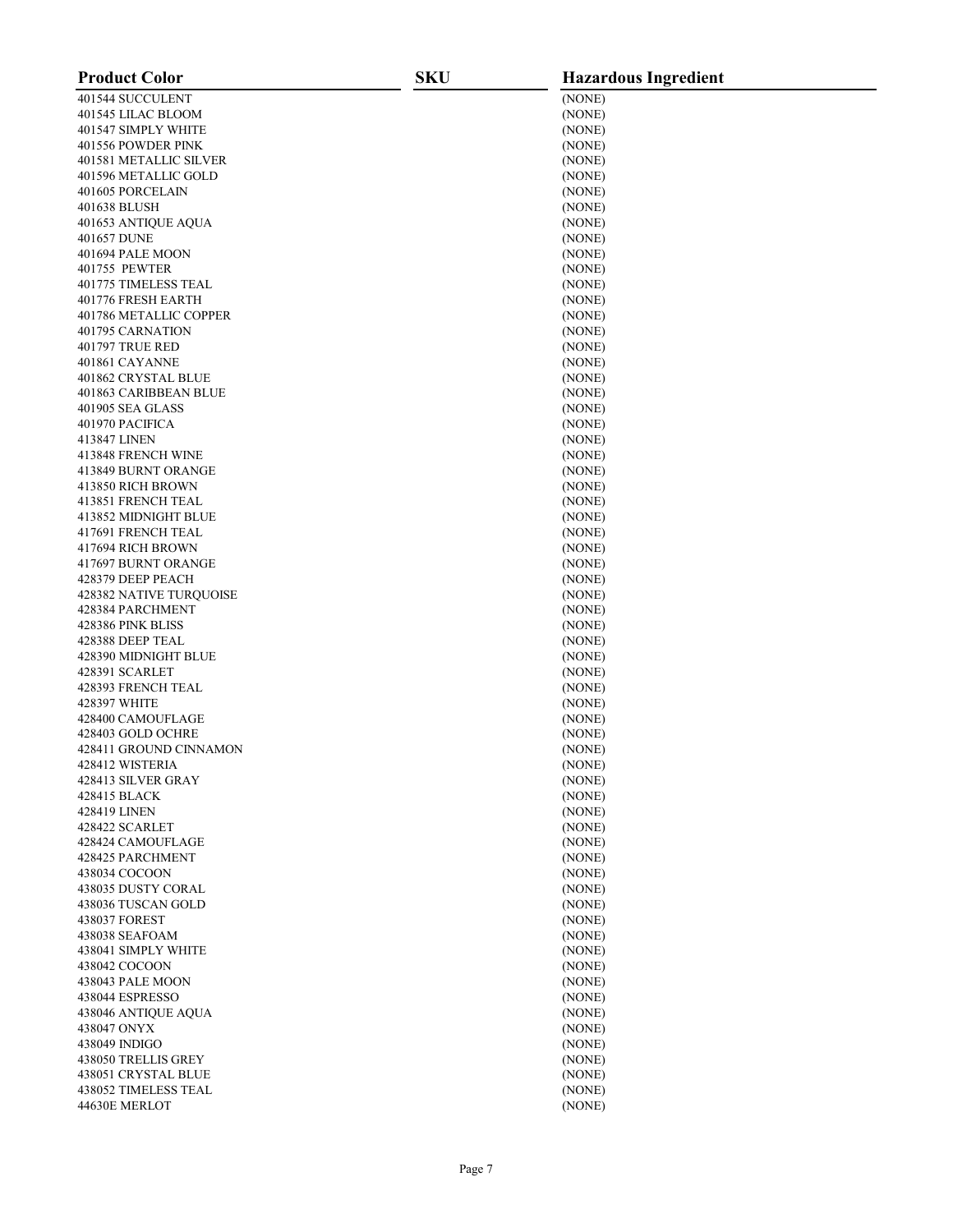| Product Color | SKU | Hazardous Ingredient |
|---|---|---|
| 401544 SUCCULENT | | (NONE) |
| 401545 LILAC BLOOM | | (NONE) |
| 401547 SIMPLY WHITE | | (NONE) |
| 401556 POWDER PINK | | (NONE) |
| 401581 METALLIC SILVER | | (NONE) |
| 401596 METALLIC GOLD | | (NONE) |
| 401605 PORCELAIN | | (NONE) |
| 401638 BLUSH | | (NONE) |
| 401653 ANTIQUE AQUA | | (NONE) |
| 401657 DUNE | | (NONE) |
| 401694 PALE MOON | | (NONE) |
| 401755 PEWTER | | (NONE) |
| 401775 TIMELESS TEAL | | (NONE) |
| 401776 FRESH EARTH | | (NONE) |
| 401786 METALLIC COPPER | | (NONE) |
| 401795 CARNATION | | (NONE) |
| 401797 TRUE RED | | (NONE) |
| 401861 CAYANNE | | (NONE) |
| 401862 CRYSTAL BLUE | | (NONE) |
| 401863 CARIBBEAN BLUE | | (NONE) |
| 401905 SEA GLASS | | (NONE) |
| 401970 PACIFICA | | (NONE) |
| 413847 LINEN | | (NONE) |
| 413848 FRENCH WINE | | (NONE) |
| 413849 BURNT ORANGE | | (NONE) |
| 413850 RICH BROWN | | (NONE) |
| 413851 FRENCH TEAL | | (NONE) |
| 413852 MIDNIGHT BLUE | | (NONE) |
| 417691 FRENCH TEAL | | (NONE) |
| 417694 RICH BROWN | | (NONE) |
| 417697 BURNT ORANGE | | (NONE) |
| 428379 DEEP PEACH | | (NONE) |
| 428382 NATIVE TURQUOISE | | (NONE) |
| 428384 PARCHMENT | | (NONE) |
| 428386 PINK BLISS | | (NONE) |
| 428388 DEEP TEAL | | (NONE) |
| 428390 MIDNIGHT BLUE | | (NONE) |
| 428391 SCARLET | | (NONE) |
| 428393 FRENCH TEAL | | (NONE) |
| 428397 WHITE | | (NONE) |
| 428400 CAMOUFLAGE | | (NONE) |
| 428403 GOLD OCHRE | | (NONE) |
| 428411 GROUND CINNAMON | | (NONE) |
| 428412 WISTERIA | | (NONE) |
| 428413 SILVER GRAY | | (NONE) |
| 428415 BLACK | | (NONE) |
| 428419 LINEN | | (NONE) |
| 428422 SCARLET | | (NONE) |
| 428424 CAMOUFLAGE | | (NONE) |
| 428425 PARCHMENT | | (NONE) |
| 438034 COCOON | | (NONE) |
| 438035 DUSTY CORAL | | (NONE) |
| 438036 TUSCAN GOLD | | (NONE) |
| 438037 FOREST | | (NONE) |
| 438038 SEAFOAM | | (NONE) |
| 438041 SIMPLY WHITE | | (NONE) |
| 438042 COCOON | | (NONE) |
| 438043 PALE MOON | | (NONE) |
| 438044 ESPRESSO | | (NONE) |
| 438046 ANTIQUE AQUA | | (NONE) |
| 438047 ONYX | | (NONE) |
| 438049 INDIGO | | (NONE) |
| 438050 TRELLIS GREY | | (NONE) |
| 438051 CRYSTAL BLUE | | (NONE) |
| 438052 TIMELESS TEAL | | (NONE) |
| 44630E MERLOT | | (NONE) |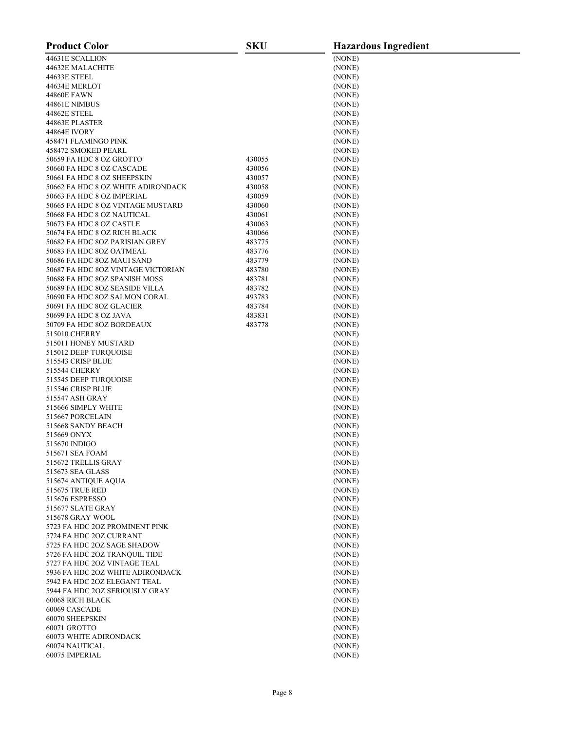| Product Color | SKU | Hazardous Ingredient |
|---|---|---|
| 44631E SCALLION | | (NONE) |
| 44632E MALACHITE | | (NONE) |
| 44633E STEEL | | (NONE) |
| 44634E MERLOT | | (NONE) |
| 44860E FAWN | | (NONE) |
| 44861E NIMBUS | | (NONE) |
| 44862E STEEL | | (NONE) |
| 44863E PLASTER | | (NONE) |
| 44864E IVORY | | (NONE) |
| 458471 FLAMINGO PINK | | (NONE) |
| 458472 SMOKED PEARL | | (NONE) |
| 50659 FA HDC 8 OZ GROTTO | 430055 | (NONE) |
| 50660 FA HDC 8 OZ CASCADE | 430056 | (NONE) |
| 50661 FA HDC 8 OZ SHEEPSKIN | 430057 | (NONE) |
| 50662 FA HDC 8 OZ WHITE ADIRONDACK | 430058 | (NONE) |
| 50663 FA HDC 8 OZ IMPERIAL | 430059 | (NONE) |
| 50665 FA HDC 8 OZ VINTAGE MUSTARD | 430060 | (NONE) |
| 50668 FA HDC 8 OZ NAUTICAL | 430061 | (NONE) |
| 50673 FA HDC 8 OZ CASTLE | 430063 | (NONE) |
| 50674 FA HDC 8 OZ RICH BLACK | 430066 | (NONE) |
| 50682 FA HDC 8OZ PARISIAN GREY | 483775 | (NONE) |
| 50683 FA HDC 8OZ OATMEAL | 483776 | (NONE) |
| 50686 FA HDC 8OZ MAUI SAND | 483779 | (NONE) |
| 50687 FA HDC 8OZ VINTAGE VICTORIAN | 483780 | (NONE) |
| 50688 FA HDC 8OZ SPANISH MOSS | 483781 | (NONE) |
| 50689 FA HDC 8OZ SEASIDE VILLA | 483782 | (NONE) |
| 50690 FA HDC 8OZ SALMON CORAL | 493783 | (NONE) |
| 50691 FA HDC 8OZ GLACIER | 483784 | (NONE) |
| 50699 FA HDC 8 OZ JAVA | 483831 | (NONE) |
| 50709 FA HDC 8OZ BORDEAUX | 483778 | (NONE) |
| 515010 CHERRY | | (NONE) |
| 515011 HONEY MUSTARD | | (NONE) |
| 515012 DEEP TURQUOISE | | (NONE) |
| 515543 CRISP BLUE | | (NONE) |
| 515544 CHERRY | | (NONE) |
| 515545 DEEP TURQUOISE | | (NONE) |
| 515546 CRISP BLUE | | (NONE) |
| 515547 ASH GRAY | | (NONE) |
| 515666 SIMPLY WHITE | | (NONE) |
| 515667 PORCELAIN | | (NONE) |
| 515668 SANDY BEACH | | (NONE) |
| 515669 ONYX | | (NONE) |
| 515670 INDIGO | | (NONE) |
| 515671 SEA FOAM | | (NONE) |
| 515672 TRELLIS GRAY | | (NONE) |
| 515673 SEA GLASS | | (NONE) |
| 515674 ANTIQUE AQUA | | (NONE) |
| 515675 TRUE RED | | (NONE) |
| 515676 ESPRESSO | | (NONE) |
| 515677 SLATE GRAY | | (NONE) |
| 515678 GRAY WOOL | | (NONE) |
| 5723 FA HDC 2OZ PROMINENT PINK | | (NONE) |
| 5724 FA HDC 2OZ CURRANT | | (NONE) |
| 5725 FA HDC 2OZ SAGE SHADOW | | (NONE) |
| 5726 FA HDC 2OZ TRANQUIL TIDE | | (NONE) |
| 5727 FA HDC 2OZ VINTAGE TEAL | | (NONE) |
| 5936 FA HDC 2OZ WHITE ADIRONDACK | | (NONE) |
| 5942 FA HDC 2OZ ELEGANT TEAL | | (NONE) |
| 5944 FA HDC 2OZ SERIOUSLY GRAY | | (NONE) |
| 60068 RICH BLACK | | (NONE) |
| 60069 CASCADE | | (NONE) |
| 60070 SHEEPSKIN | | (NONE) |
| 60071 GROTTO | | (NONE) |
| 60073 WHITE ADIRONDACK | | (NONE) |
| 60074 NAUTICAL | | (NONE) |
| 60075 IMPERIAL | | (NONE) |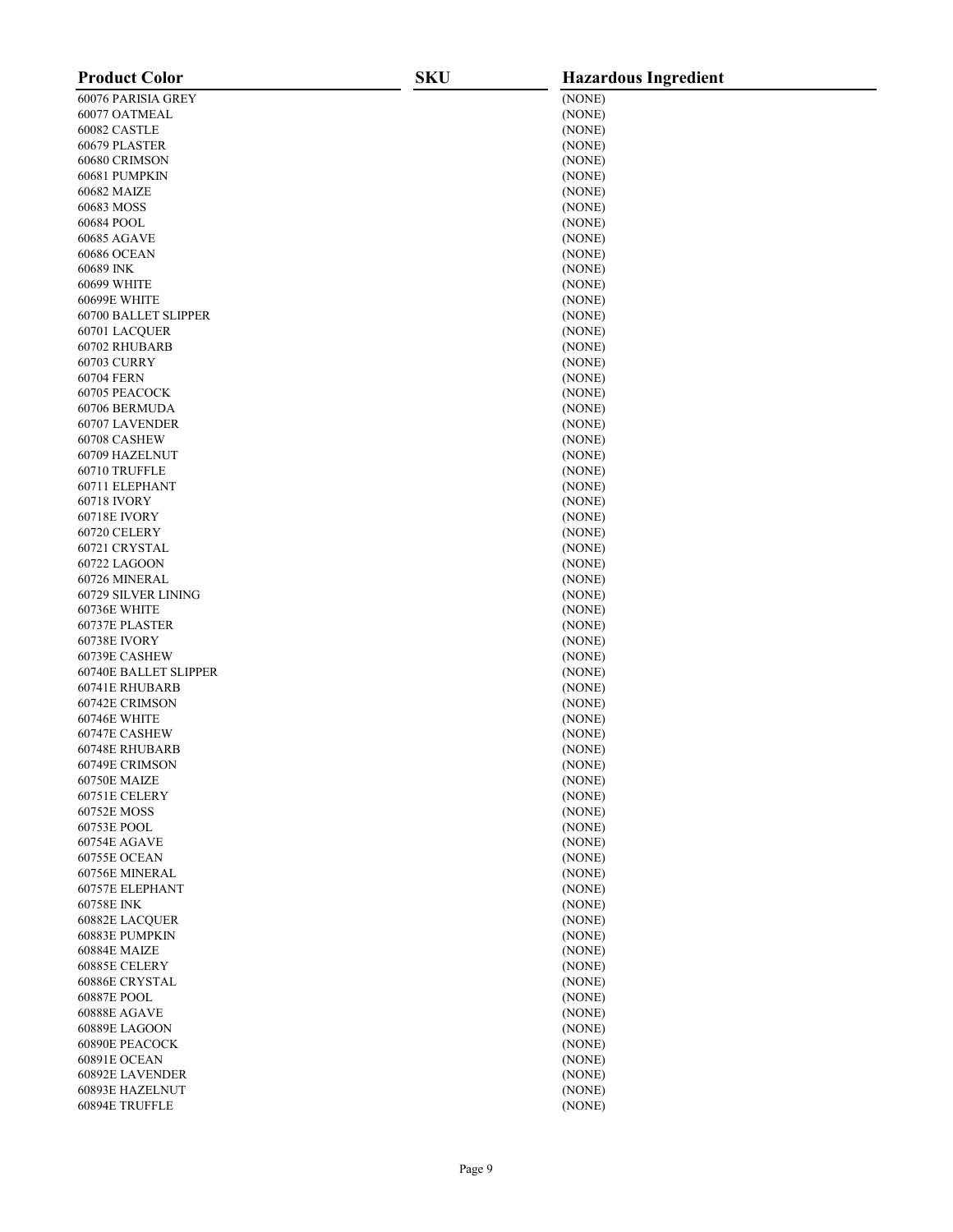| Product Color | SKU | Hazardous Ingredient |
| --- | --- | --- |
| 60076 PARISIA GREY | | (NONE) |
| 60077 OATMEAL | | (NONE) |
| 60082 CASTLE | | (NONE) |
| 60679 PLASTER | | (NONE) |
| 60680 CRIMSON | | (NONE) |
| 60681 PUMPKIN | | (NONE) |
| 60682 MAIZE | | (NONE) |
| 60683 MOSS | | (NONE) |
| 60684 POOL | | (NONE) |
| 60685 AGAVE | | (NONE) |
| 60686 OCEAN | | (NONE) |
| 60689 INK | | (NONE) |
| 60699 WHITE | | (NONE) |
| 60699E WHITE | | (NONE) |
| 60700 BALLET SLIPPER | | (NONE) |
| 60701 LACQUER | | (NONE) |
| 60702 RHUBARB | | (NONE) |
| 60703 CURRY | | (NONE) |
| 60704 FERN | | (NONE) |
| 60705 PEACOCK | | (NONE) |
| 60706 BERMUDA | | (NONE) |
| 60707 LAVENDER | | (NONE) |
| 60708 CASHEW | | (NONE) |
| 60709 HAZELNUT | | (NONE) |
| 60710 TRUFFLE | | (NONE) |
| 60711 ELEPHANT | | (NONE) |
| 60718 IVORY | | (NONE) |
| 60718E IVORY | | (NONE) |
| 60720 CELERY | | (NONE) |
| 60721 CRYSTAL | | (NONE) |
| 60722 LAGOON | | (NONE) |
| 60726 MINERAL | | (NONE) |
| 60729 SILVER LINING | | (NONE) |
| 60736E WHITE | | (NONE) |
| 60737E PLASTER | | (NONE) |
| 60738E IVORY | | (NONE) |
| 60739E CASHEW | | (NONE) |
| 60740E BALLET SLIPPER | | (NONE) |
| 60741E RHUBARB | | (NONE) |
| 60742E CRIMSON | | (NONE) |
| 60746E WHITE | | (NONE) |
| 60747E CASHEW | | (NONE) |
| 60748E RHUBARB | | (NONE) |
| 60749E CRIMSON | | (NONE) |
| 60750E MAIZE | | (NONE) |
| 60751E CELERY | | (NONE) |
| 60752E MOSS | | (NONE) |
| 60753E POOL | | (NONE) |
| 60754E AGAVE | | (NONE) |
| 60755E OCEAN | | (NONE) |
| 60756E MINERAL | | (NONE) |
| 60757E ELEPHANT | | (NONE) |
| 60758E INK | | (NONE) |
| 60882E LACQUER | | (NONE) |
| 60883E PUMPKIN | | (NONE) |
| 60884E MAIZE | | (NONE) |
| 60885E CELERY | | (NONE) |
| 60886E CRYSTAL | | (NONE) |
| 60887E POOL | | (NONE) |
| 60888E AGAVE | | (NONE) |
| 60889E LAGOON | | (NONE) |
| 60890E PEACOCK | | (NONE) |
| 60891E OCEAN | | (NONE) |
| 60892E LAVENDER | | (NONE) |
| 60893E HAZELNUT | | (NONE) |
| 60894E TRUFFLE | | (NONE) |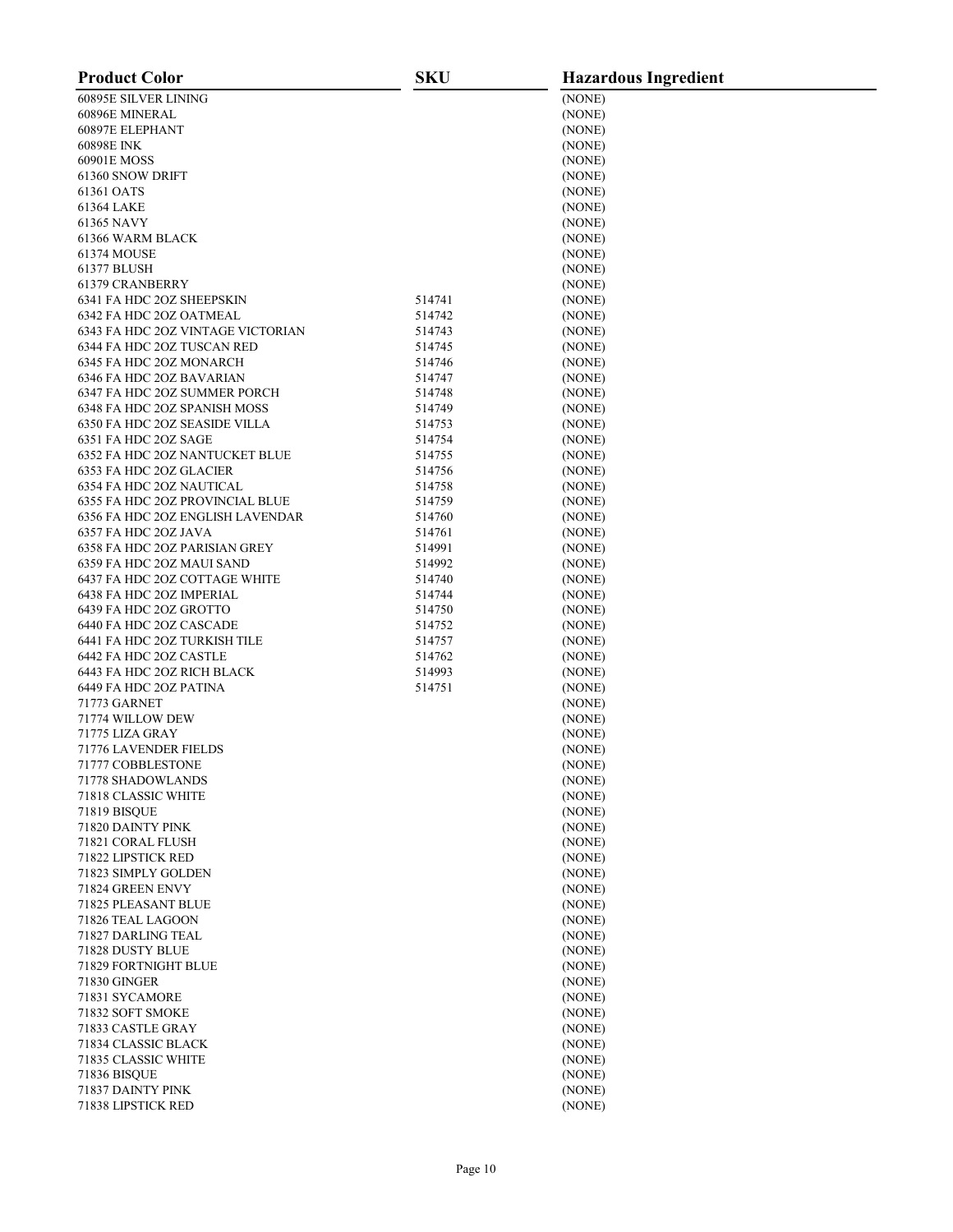| Product Color | SKU | Hazardous Ingredient |
|---|---|---|
| 60895E SILVER LINING | | (NONE) |
| 60896E MINERAL | | (NONE) |
| 60897E ELEPHANT | | (NONE) |
| 60898E INK | | (NONE) |
| 60901E MOSS | | (NONE) |
| 61360 SNOW DRIFT | | (NONE) |
| 61361 OATS | | (NONE) |
| 61364 LAKE | | (NONE) |
| 61365 NAVY | | (NONE) |
| 61366 WARM BLACK | | (NONE) |
| 61374 MOUSE | | (NONE) |
| 61377 BLUSH | | (NONE) |
| 61379 CRANBERRY | | (NONE) |
| 6341 FA HDC 2OZ SHEEPSKIN | 514741 | (NONE) |
| 6342 FA HDC 2OZ OATMEAL | 514742 | (NONE) |
| 6343 FA HDC 2OZ VINTAGE VICTORIAN | 514743 | (NONE) |
| 6344 FA HDC 2OZ TUSCAN RED | 514745 | (NONE) |
| 6345 FA HDC 2OZ MONARCH | 514746 | (NONE) |
| 6346 FA HDC 2OZ BAVARIAN | 514747 | (NONE) |
| 6347 FA HDC 2OZ SUMMER PORCH | 514748 | (NONE) |
| 6348 FA HDC 2OZ SPANISH MOSS | 514749 | (NONE) |
| 6350 FA HDC 2OZ SEASIDE VILLA | 514753 | (NONE) |
| 6351 FA HDC 2OZ SAGE | 514754 | (NONE) |
| 6352 FA HDC 2OZ NANTUCKET BLUE | 514755 | (NONE) |
| 6353 FA HDC 2OZ GLACIER | 514756 | (NONE) |
| 6354 FA HDC 2OZ NAUTICAL | 514758 | (NONE) |
| 6355 FA HDC 2OZ PROVINCIAL BLUE | 514759 | (NONE) |
| 6356 FA HDC 2OZ ENGLISH LAVENDAR | 514760 | (NONE) |
| 6357 FA HDC 2OZ JAVA | 514761 | (NONE) |
| 6358 FA HDC 2OZ PARISIAN GREY | 514991 | (NONE) |
| 6359 FA HDC 2OZ MAUI SAND | 514992 | (NONE) |
| 6437 FA HDC 2OZ COTTAGE WHITE | 514740 | (NONE) |
| 6438 FA HDC 2OZ IMPERIAL | 514744 | (NONE) |
| 6439 FA HDC 2OZ GROTTO | 514750 | (NONE) |
| 6440 FA HDC 2OZ CASCADE | 514752 | (NONE) |
| 6441 FA HDC 2OZ TURKISH TILE | 514757 | (NONE) |
| 6442 FA HDC 2OZ CASTLE | 514762 | (NONE) |
| 6443 FA HDC 2OZ RICH BLACK | 514993 | (NONE) |
| 6449 FA HDC 2OZ PATINA | 514751 | (NONE) |
| 71773 GARNET | | (NONE) |
| 71774 WILLOW DEW | | (NONE) |
| 71775 LIZA GRAY | | (NONE) |
| 71776 LAVENDER FIELDS | | (NONE) |
| 71777 COBBLESTONE | | (NONE) |
| 71778 SHADOWLANDS | | (NONE) |
| 71818 CLASSIC WHITE | | (NONE) |
| 71819 BISQUE | | (NONE) |
| 71820 DAINTY PINK | | (NONE) |
| 71821 CORAL FLUSH | | (NONE) |
| 71822 LIPSTICK RED | | (NONE) |
| 71823 SIMPLY GOLDEN | | (NONE) |
| 71824 GREEN ENVY | | (NONE) |
| 71825 PLEASANT BLUE | | (NONE) |
| 71826 TEAL LAGOON | | (NONE) |
| 71827 DARLING TEAL | | (NONE) |
| 71828 DUSTY BLUE | | (NONE) |
| 71829 FORTNIGHT BLUE | | (NONE) |
| 71830 GINGER | | (NONE) |
| 71831 SYCAMORE | | (NONE) |
| 71832 SOFT SMOKE | | (NONE) |
| 71833 CASTLE GRAY | | (NONE) |
| 71834 CLASSIC BLACK | | (NONE) |
| 71835 CLASSIC WHITE | | (NONE) |
| 71836 BISQUE | | (NONE) |
| 71837 DAINTY PINK | | (NONE) |
| 71838 LIPSTICK RED | | (NONE) |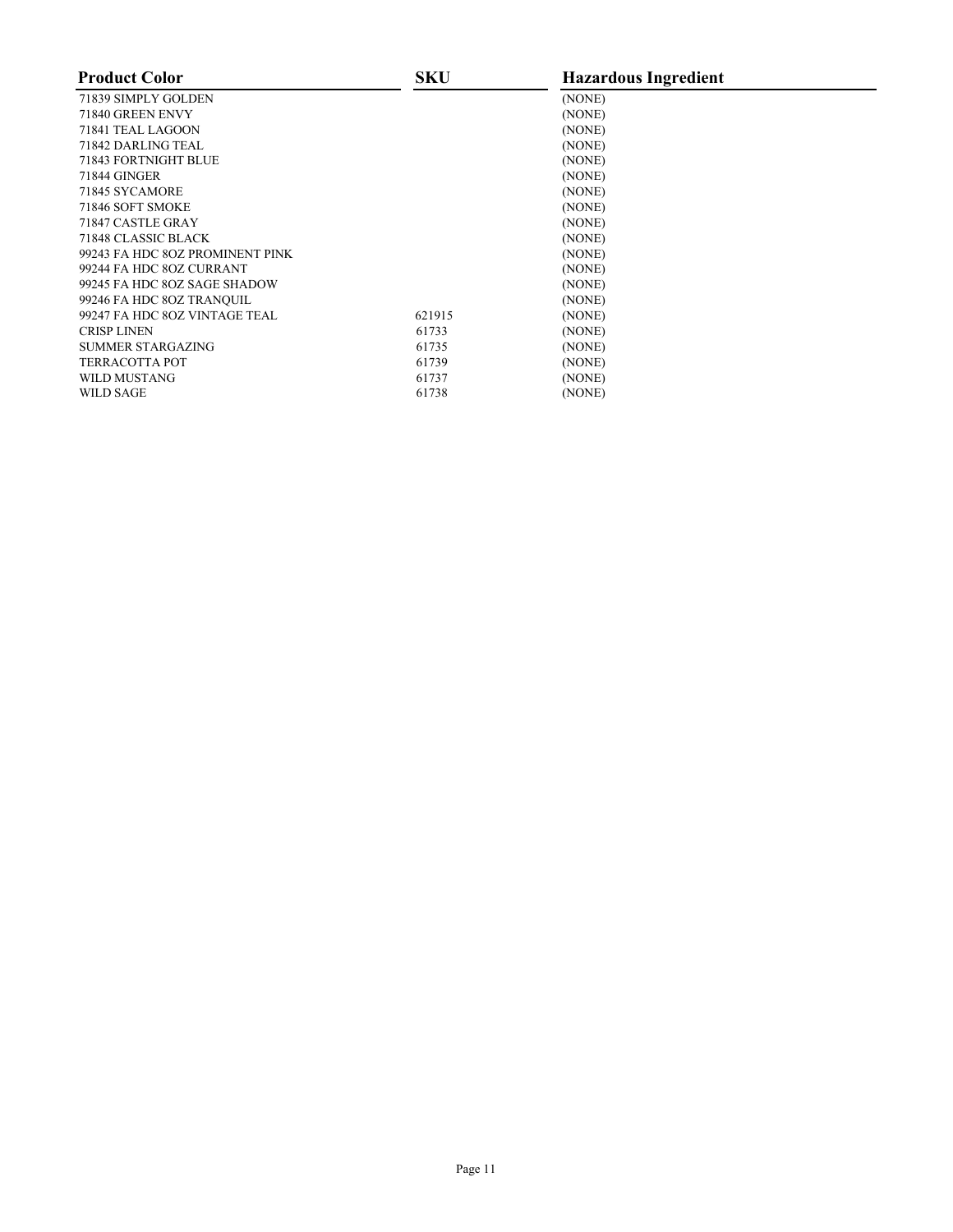| Product Color | SKU | Hazardous Ingredient |
| --- | --- | --- |
| 71839 SIMPLY GOLDEN | | (NONE) |
| 71840 GREEN ENVY | | (NONE) |
| 71841 TEAL LAGOON | | (NONE) |
| 71842 DARLING TEAL | | (NONE) |
| 71843 FORTNIGHT BLUE | | (NONE) |
| 71844 GINGER | | (NONE) |
| 71845 SYCAMORE | | (NONE) |
| 71846 SOFT SMOKE | | (NONE) |
| 71847 CASTLE GRAY | | (NONE) |
| 71848 CLASSIC BLACK | | (NONE) |
| 99243 FA HDC 8OZ PROMINENT PINK | | (NONE) |
| 99244 FA HDC 8OZ CURRANT | | (NONE) |
| 99245 FA HDC 8OZ SAGE SHADOW | | (NONE) |
| 99246 FA HDC 8OZ TRANQUIL | | (NONE) |
| 99247 FA HDC 8OZ VINTAGE TEAL | 621915 | (NONE) |
| CRISP LINEN | 61733 | (NONE) |
| SUMMER STARGAZING | 61735 | (NONE) |
| TERRACOTTA POT | 61739 | (NONE) |
| WILD MUSTANG | 61737 | (NONE) |
| WILD SAGE | 61738 | (NONE) |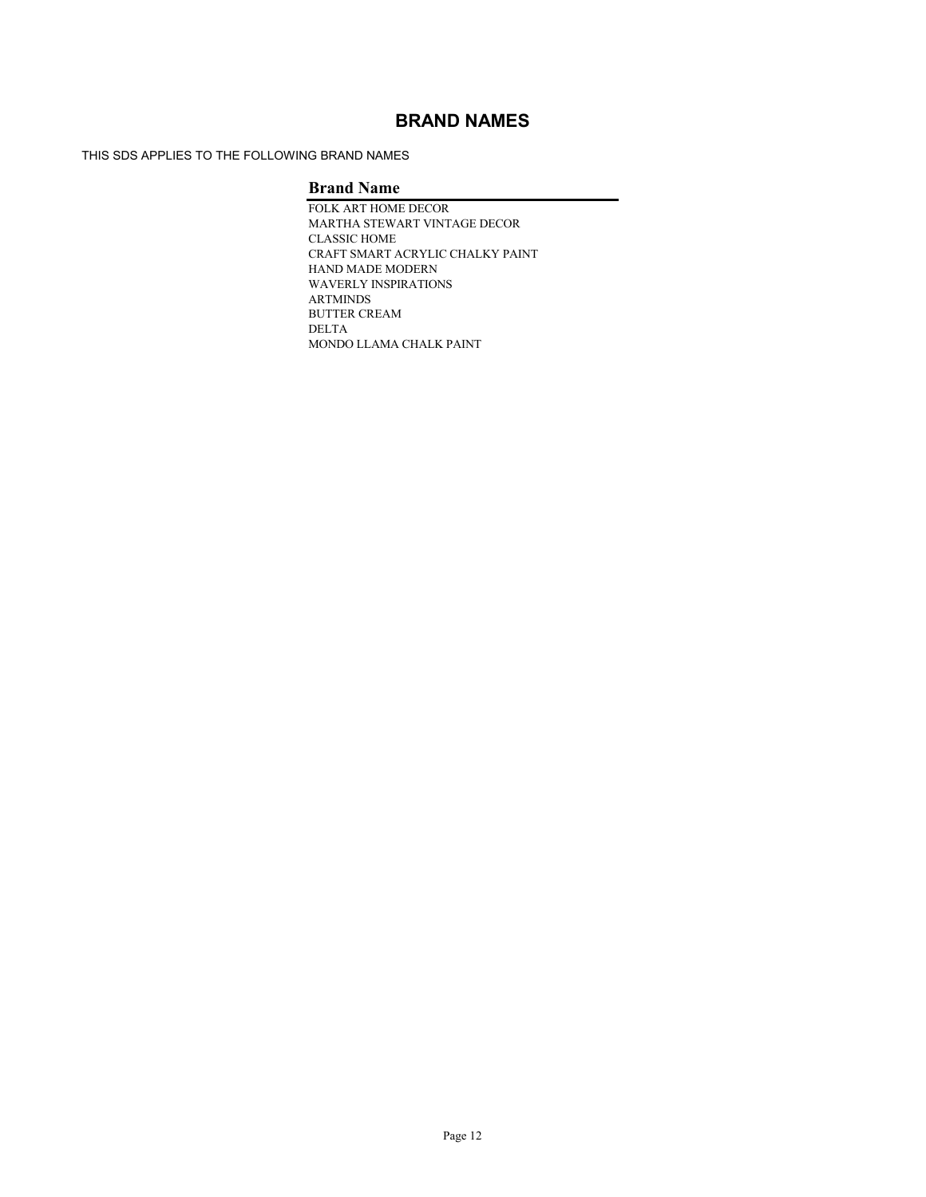# BRAND NAMES

THIS SDS APPLIES TO THE FOLLOWING BRAND NAMES

| Brand Name |
|---|
| FOLK ART HOME DECOR |
| MARTHA STEWART VINTAGE DECOR |
| CLASSIC HOME |
| CRAFT SMART ACRYLIC CHALKY PAINT |
| HAND MADE MODERN |
| WAVERLY INSPIRATIONS |
| ARTMINDS |
| BUTTER CREAM |
| DELTA |
| MONDO LLAMA CHALK PAINT |